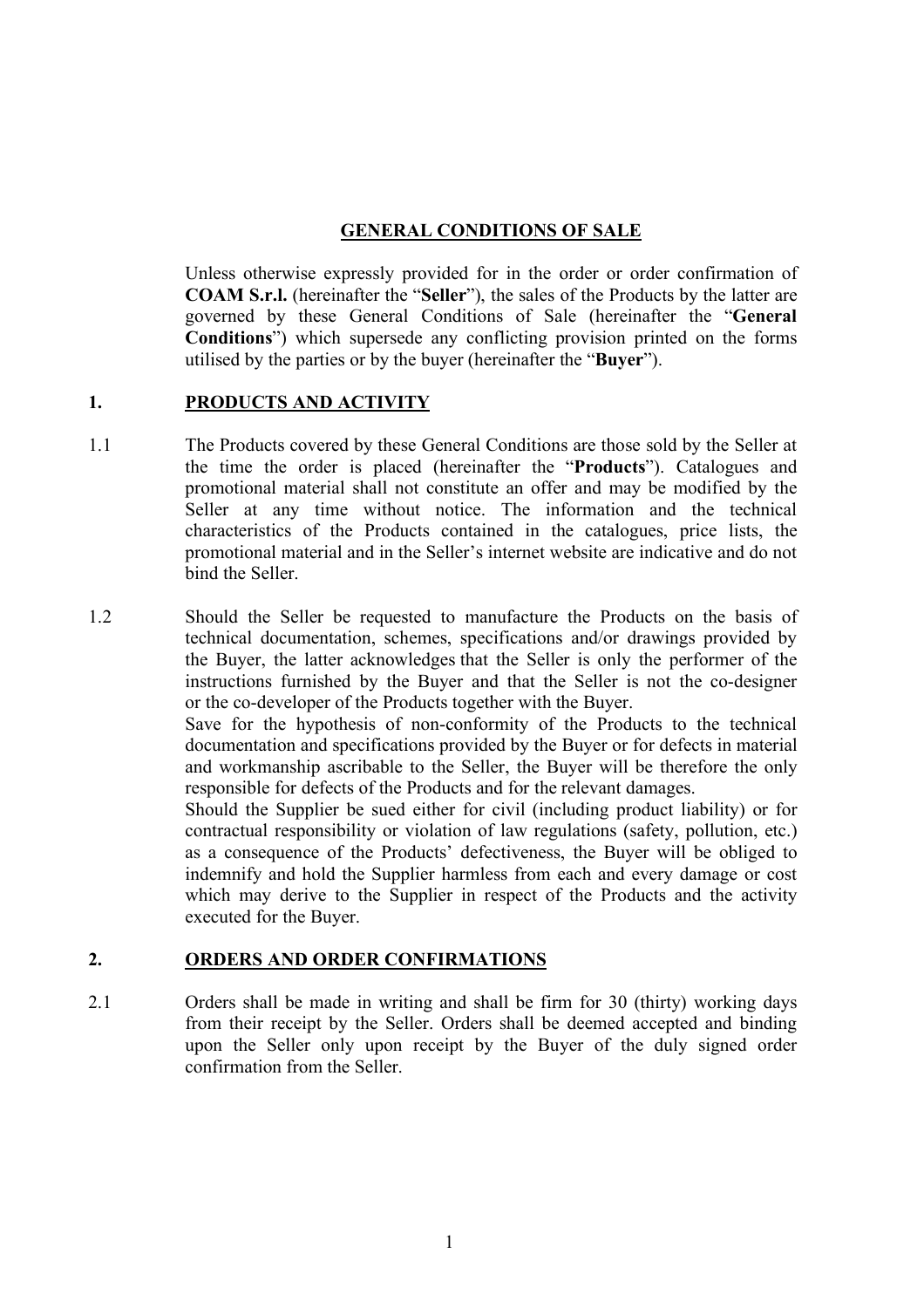# GENERAL CONDITIONS OF SALE

Unless otherwise expressly provided for in the order or order confirmation of **COAM S.r.l.** (hereinafter the "**Seller**"), the sales of the Products by the latter are governed by these General Conditions of Sale (hereinafter the "**General Conditions**") which supersede any conflicting provision printed on the forms utilised by the parties or by the buyer (hereinafter the "**Buyer**").

## 1. PRODUCTS AND ACTIVITY

1.1 The Products covered by these General Conditions are those sold by the Seller at the time the order is placed (hereinafter the "**Products**"). Catalogues and promotional material shall not constitute an offer and may be modified by the Seller at any time without notice. The information and the technical characteristics of the Products contained in the catalogues, price lists, the promotional material and in the Seller's internet website are indicative and do not bind the Seller.

1.2 Should the Seller be requested to manufacture the Products on the basis of technical documentation, schemes, specifications and/or drawings provided by the Buyer, the latter acknowledges that the Seller is only the performer of the instructions furnished by the Buyer and that the Seller is not the co-designer or the co-developer of the Products together with the Buyer.

Save for the hypothesis of non-conformity of the Products to the technical documentation and specifications provided by the Buyer or for defects in material and workmanship ascribable to the Seller, the Buyer will be therefore the only responsible for defects of the Products and for the relevant damages.

Should the Supplier be sued either for civil (including product liability) or for contractual responsibility or violation of law regulations (safety, pollution, etc.) as a consequence of the Products' defectiveness, the Buyer will be obliged to indemnify and hold the Supplier harmless from each and every damage or cost which may derive to the Supplier in respect of the Products and the activity executed for the Buyer.

## 2. ORDERS AND ORDER CONFIRMATIONS

2.1 Orders shall be made in writing and shall be firm for 30 (thirty) working days from their receipt by the Seller. Orders shall be deemed accepted and binding upon the Seller only upon receipt by the Buyer of the duly signed order confirmation from the Seller.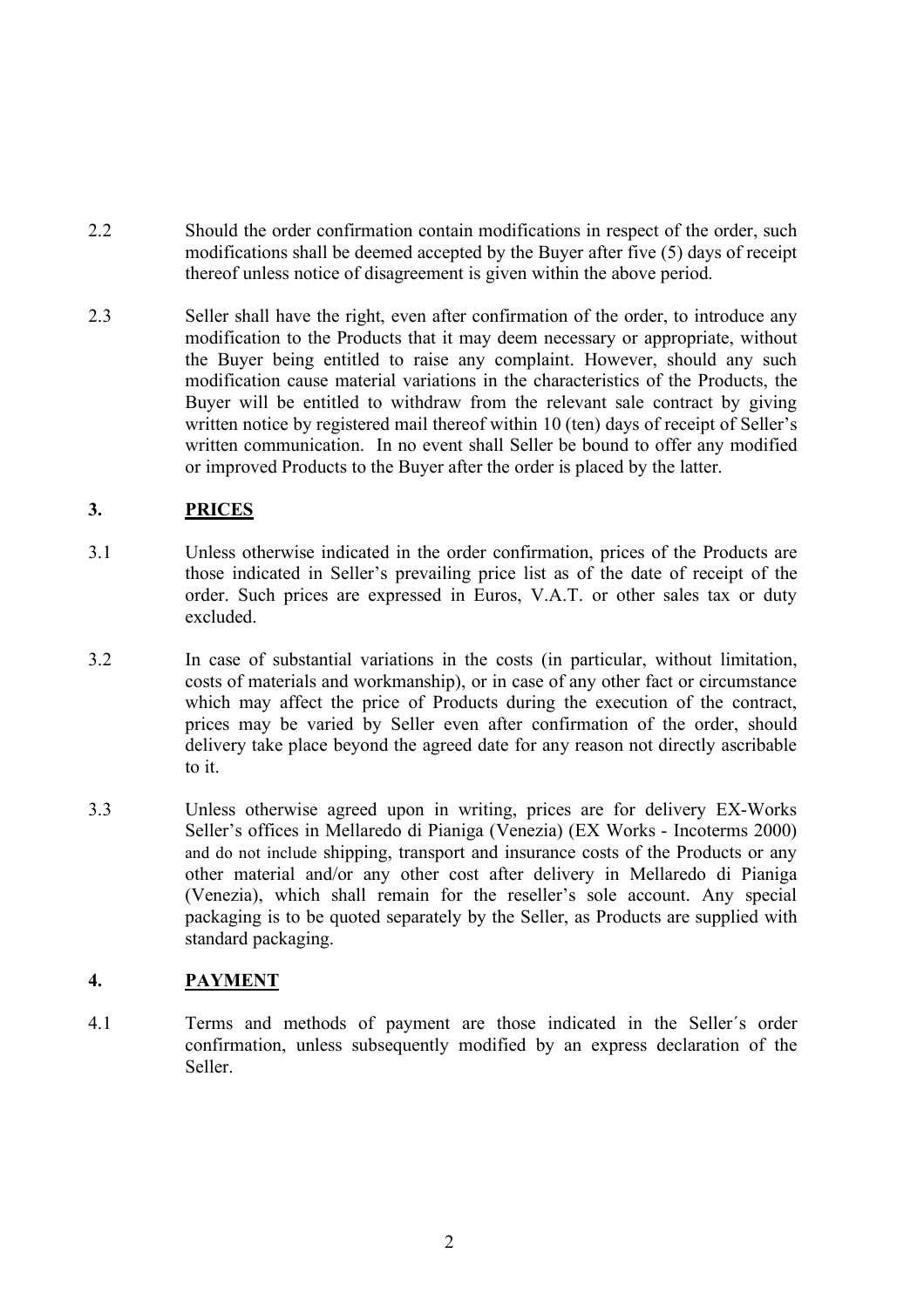2.2 Should the order confirmation contain modifications in respect of the order, such modifications shall be deemed accepted by the Buyer after five (5) days of receipt thereof unless notice of disagreement is given within the above period.

2.3 Seller shall have the right, even after confirmation of the order, to introduce any modification to the Products that it may deem necessary or appropriate, without the Buyer being entitled to raise any complaint. However, should any such modification cause material variations in the characteristics of the Products, the Buyer will be entitled to withdraw from the relevant sale contract by giving written notice by registered mail thereof within 10 (ten) days of receipt of Seller's written communication. In no event shall Seller be bound to offer any modified or improved Products to the Buyer after the order is placed by the latter.

## 3. PRICES

3.1 Unless otherwise indicated in the order confirmation, prices of the Products are those indicated in Seller's prevailing price list as of the date of receipt of the order. Such prices are expressed in Euros, V.A.T. or other sales tax or duty excluded.

3.2 In case of substantial variations in the costs (in particular, without limitation, costs of materials and workmanship), or in case of any other fact or circumstance which may affect the price of Products during the execution of the contract, prices may be varied by Seller even after confirmation of the order, should delivery take place beyond the agreed date for any reason not directly ascribable to it.

3.3 Unless otherwise agreed upon in writing, prices are for delivery EX-Works Seller's offices in Mellaredo di Pianiga (Venezia) (EX Works - Incoterms 2000) and do not include shipping, transport and insurance costs of the Products or any other material and/or any other cost after delivery in Mellaredo di Pianiga (Venezia), which shall remain for the reseller's sole account. Any special packaging is to be quoted separately by the Seller, as Products are supplied with standard packaging.

## 4. PAYMENT

4.1 Terms and methods of payment are those indicated in the Seller´s order confirmation, unless subsequently modified by an express declaration of the Seller.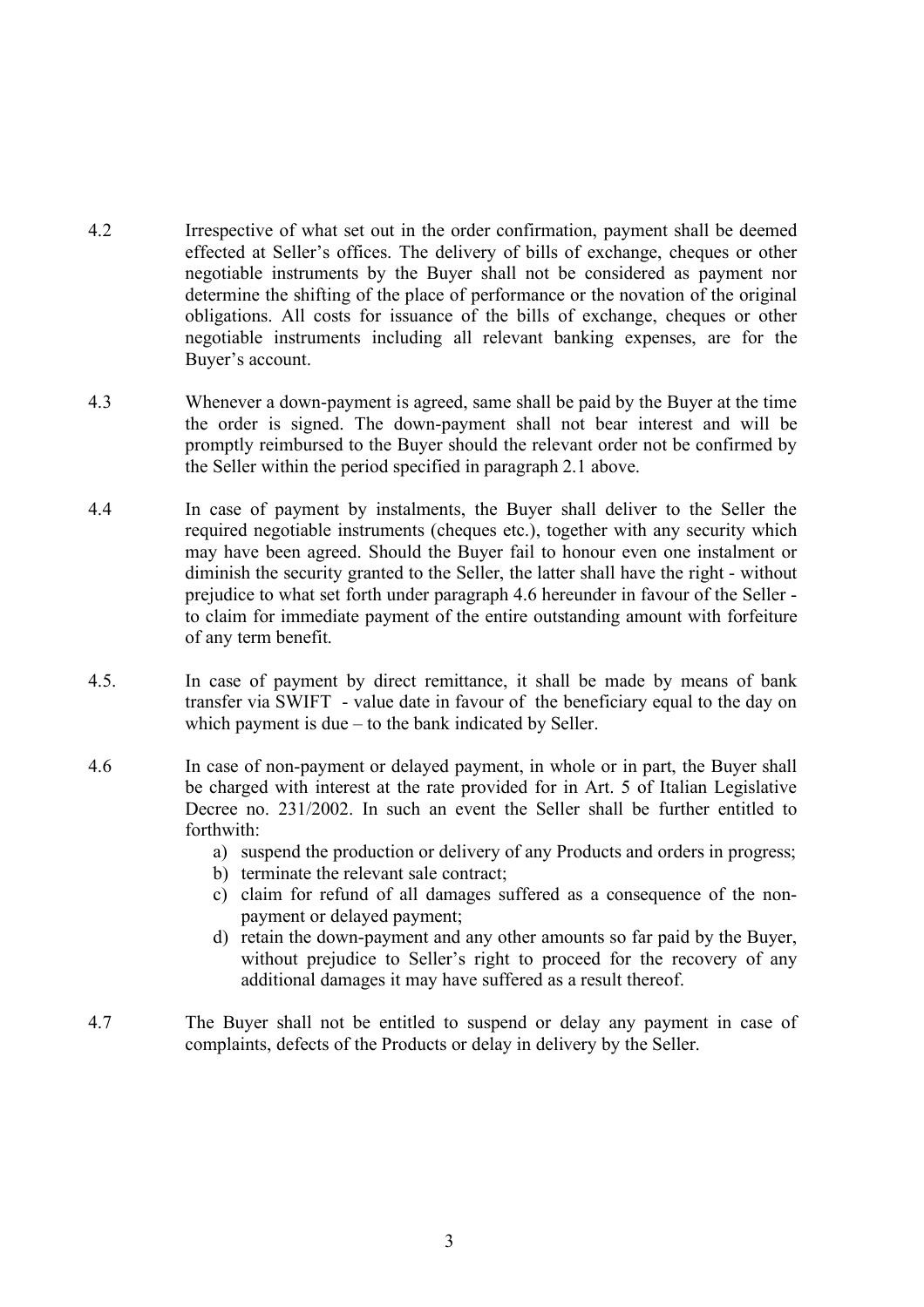4.2 Irrespective of what set out in the order confirmation, payment shall be deemed effected at Seller's offices. The delivery of bills of exchange, cheques or other negotiable instruments by the Buyer shall not be considered as payment nor determine the shifting of the place of performance or the novation of the original obligations. All costs for issuance of the bills of exchange, cheques or other negotiable instruments including all relevant banking expenses, are for the Buyer's account.

4.3 Whenever a down-payment is agreed, same shall be paid by the Buyer at the time the order is signed. The down-payment shall not bear interest and will be promptly reimbursed to the Buyer should the relevant order not be confirmed by the Seller within the period specified in paragraph 2.1 above.

4.4 In case of payment by instalments, the Buyer shall deliver to the Seller the required negotiable instruments (cheques etc.), together with any security which may have been agreed. Should the Buyer fail to honour even one instalment or diminish the security granted to the Seller, the latter shall have the right - without prejudice to what set forth under paragraph 4.6 hereunder in favour of the Seller - to claim for immediate payment of the entire outstanding amount with forfeiture of any term benefit.

4.5. In case of payment by direct remittance, it shall be made by means of bank transfer via SWIFT - value date in favour of the beneficiary equal to the day on which payment is due – to the bank indicated by Seller.

4.6 In case of non-payment or delayed payment, in whole or in part, the Buyer shall be charged with interest at the rate provided for in Art. 5 of Italian Legislative Decree no. 231/2002. In such an event the Seller shall be further entitled to forthwith:

a) suspend the production or delivery of any Products and orders in progress;
b) terminate the relevant sale contract;
c) claim for refund of all damages suffered as a consequence of the non-payment or delayed payment;
d) retain the down-payment and any other amounts so far paid by the Buyer, without prejudice to Seller's right to proceed for the recovery of any additional damages it may have suffered as a result thereof.

4.7 The Buyer shall not be entitled to suspend or delay any payment in case of complaints, defects of the Products or delay in delivery by the Seller.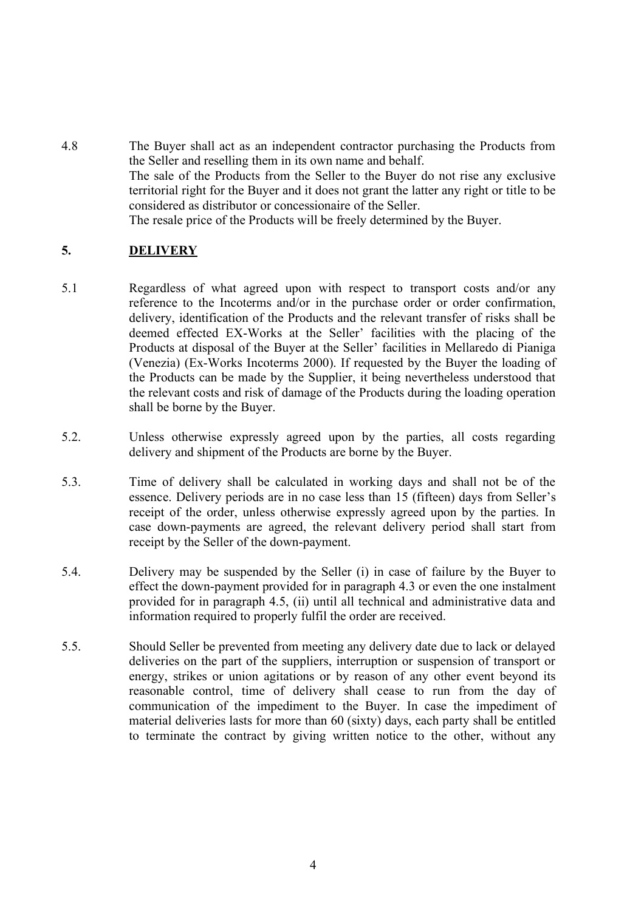4.8 The Buyer shall act as an independent contractor purchasing the Products from the Seller and reselling them in its own name and behalf.
The sale of the Products from the Seller to the Buyer do not rise any exclusive territorial right for the Buyer and it does not grant the latter any right or title to be considered as distributor or concessionaire of the Seller.
The resale price of the Products will be freely determined by the Buyer.

## 5. DELIVERY

5.1 Regardless of what agreed upon with respect to transport costs and/or any reference to the Incoterms and/or in the purchase order or order confirmation, delivery, identification of the Products and the relevant transfer of risks shall be deemed effected EX-Works at the Seller' facilities with the placing of the Products at disposal of the Buyer at the Seller' facilities in Mellaredo di Pianiga (Venezia) (Ex-Works Incoterms 2000). If requested by the Buyer the loading of the Products can be made by the Supplier, it being nevertheless understood that the relevant costs and risk of damage of the Products during the loading operation shall be borne by the Buyer.

5.2. Unless otherwise expressly agreed upon by the parties, all costs regarding delivery and shipment of the Products are borne by the Buyer.

5.3. Time of delivery shall be calculated in working days and shall not be of the essence. Delivery periods are in no case less than 15 (fifteen) days from Seller's receipt of the order, unless otherwise expressly agreed upon by the parties. In case down-payments are agreed, the relevant delivery period shall start from receipt by the Seller of the down-payment.

5.4. Delivery may be suspended by the Seller (i) in case of failure by the Buyer to effect the down-payment provided for in paragraph 4.3 or even the one instalment provided for in paragraph 4.5, (ii) until all technical and administrative data and information required to properly fulfil the order are received.

5.5. Should Seller be prevented from meeting any delivery date due to lack or delayed deliveries on the part of the suppliers, interruption or suspension of transport or energy, strikes or union agitations or by reason of any other event beyond its reasonable control, time of delivery shall cease to run from the day of communication of the impediment to the Buyer. In case the impediment of material deliveries lasts for more than 60 (sixty) days, each party shall be entitled to terminate the contract by giving written notice to the other, without any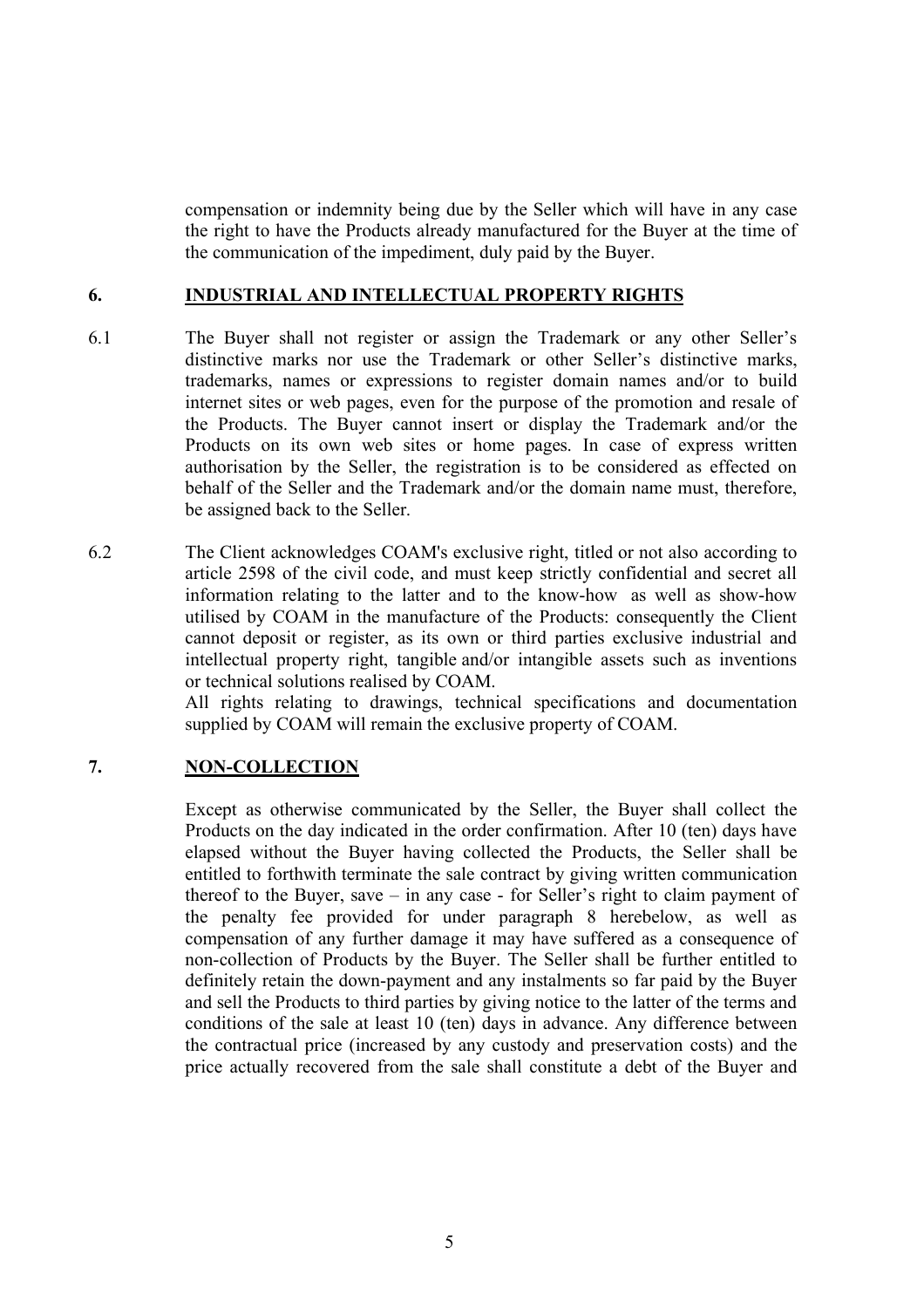compensation or indemnity being due by the Seller which will have in any case the right to have the Products already manufactured for the Buyer at the time of the communication of the impediment, duly paid by the Buyer.

## 6. INDUSTRIAL AND INTELLECTUAL PROPERTY RIGHTS

6.1 The Buyer shall not register or assign the Trademark or any other Seller's distinctive marks nor use the Trademark or other Seller's distinctive marks, trademarks, names or expressions to register domain names and/or to build internet sites or web pages, even for the purpose of the promotion and resale of the Products. The Buyer cannot insert or display the Trademark and/or the Products on its own web sites or home pages. In case of express written authorisation by the Seller, the registration is to be considered as effected on behalf of the Seller and the Trademark and/or the domain name must, therefore, be assigned back to the Seller.

6.2 The Client acknowledges COAM's exclusive right, titled or not also according to article 2598 of the civil code, and must keep strictly confidential and secret all information relating to the latter and to the know-how as well as show-how utilised by COAM in the manufacture of the Products: consequently the Client cannot deposit or register, as its own or third parties exclusive industrial and intellectual property right, tangible and/or intangible assets such as inventions or technical solutions realised by COAM.
All rights relating to drawings, technical specifications and documentation supplied by COAM will remain the exclusive property of COAM.

## 7. NON-COLLECTION

Except as otherwise communicated by the Seller, the Buyer shall collect the Products on the day indicated in the order confirmation. After 10 (ten) days have elapsed without the Buyer having collected the Products, the Seller shall be entitled to forthwith terminate the sale contract by giving written communication thereof to the Buyer, save – in any case - for Seller's right to claim payment of the penalty fee provided for under paragraph 8 herebelow, as well as compensation of any further damage it may have suffered as a consequence of non-collection of Products by the Buyer. The Seller shall be further entitled to definitely retain the down-payment and any instalments so far paid by the Buyer and sell the Products to third parties by giving notice to the latter of the terms and conditions of the sale at least 10 (ten) days in advance. Any difference between the contractual price (increased by any custody and preservation costs) and the price actually recovered from the sale shall constitute a debt of the Buyer and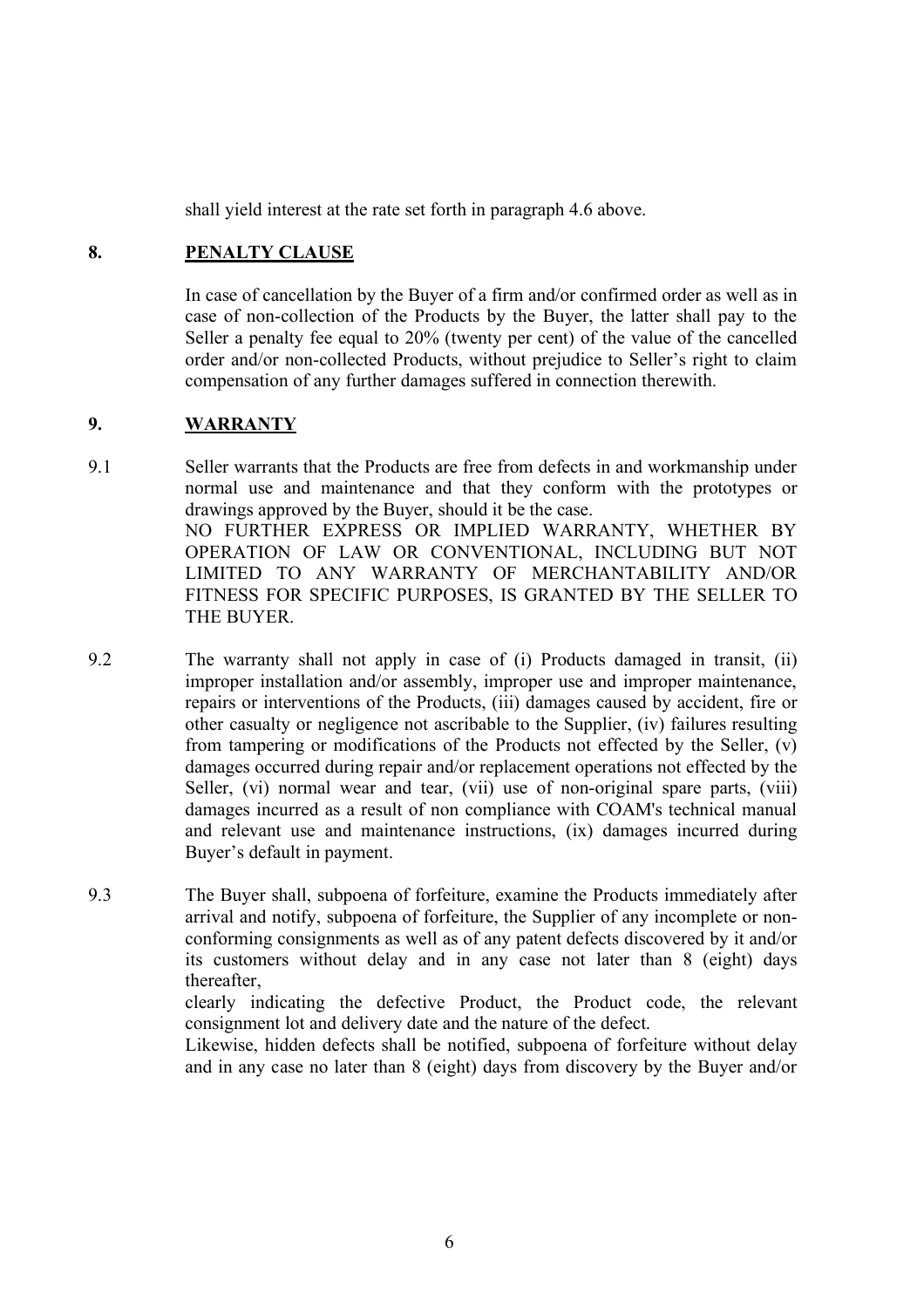shall yield interest at the rate set forth in paragraph 4.6 above.

## 8. PENALTY CLAUSE

In case of cancellation by the Buyer of a firm and/or confirmed order as well as in case of non-collection of the Products by the Buyer, the latter shall pay to the Seller a penalty fee equal to 20% (twenty per cent) of the value of the cancelled order and/or non-collected Products, without prejudice to Seller's right to claim compensation of any further damages suffered in connection therewith.

## 9. WARRANTY

9.1 Seller warrants that the Products are free from defects in and workmanship under normal use and maintenance and that they conform with the prototypes or drawings approved by the Buyer, should it be the case.
NO FURTHER EXPRESS OR IMPLIED WARRANTY, WHETHER BY OPERATION OF LAW OR CONVENTIONAL, INCLUDING BUT NOT LIMITED TO ANY WARRANTY OF MERCHANTABILITY AND/OR FITNESS FOR SPECIFIC PURPOSES, IS GRANTED BY THE SELLER TO THE BUYER.

9.2 The warranty shall not apply in case of (i) Products damaged in transit, (ii) improper installation and/or assembly, improper use and improper maintenance, repairs or interventions of the Products, (iii) damages caused by accident, fire or other casualty or negligence not ascribable to the Supplier, (iv) failures resulting from tampering or modifications of the Products not effected by the Seller, (v) damages occurred during repair and/or replacement operations not effected by the Seller, (vi) normal wear and tear, (vii) use of non-original spare parts, (viii) damages incurred as a result of non compliance with COAM's technical manual and relevant use and maintenance instructions, (ix) damages incurred during Buyer's default in payment.

9.3 The Buyer shall, subpoena of forfeiture, examine the Products immediately after arrival and notify, subpoena of forfeiture, the Supplier of any incomplete or non-conforming consignments as well as of any patent defects discovered by it and/or its customers without delay and in any case not later than 8 (eight) days thereafter,
clearly indicating the defective Product, the Product code, the relevant consignment lot and delivery date and the nature of the defect.
Likewise, hidden defects shall be notified, subpoena of forfeiture without delay and in any case no later than 8 (eight) days from discovery by the Buyer and/or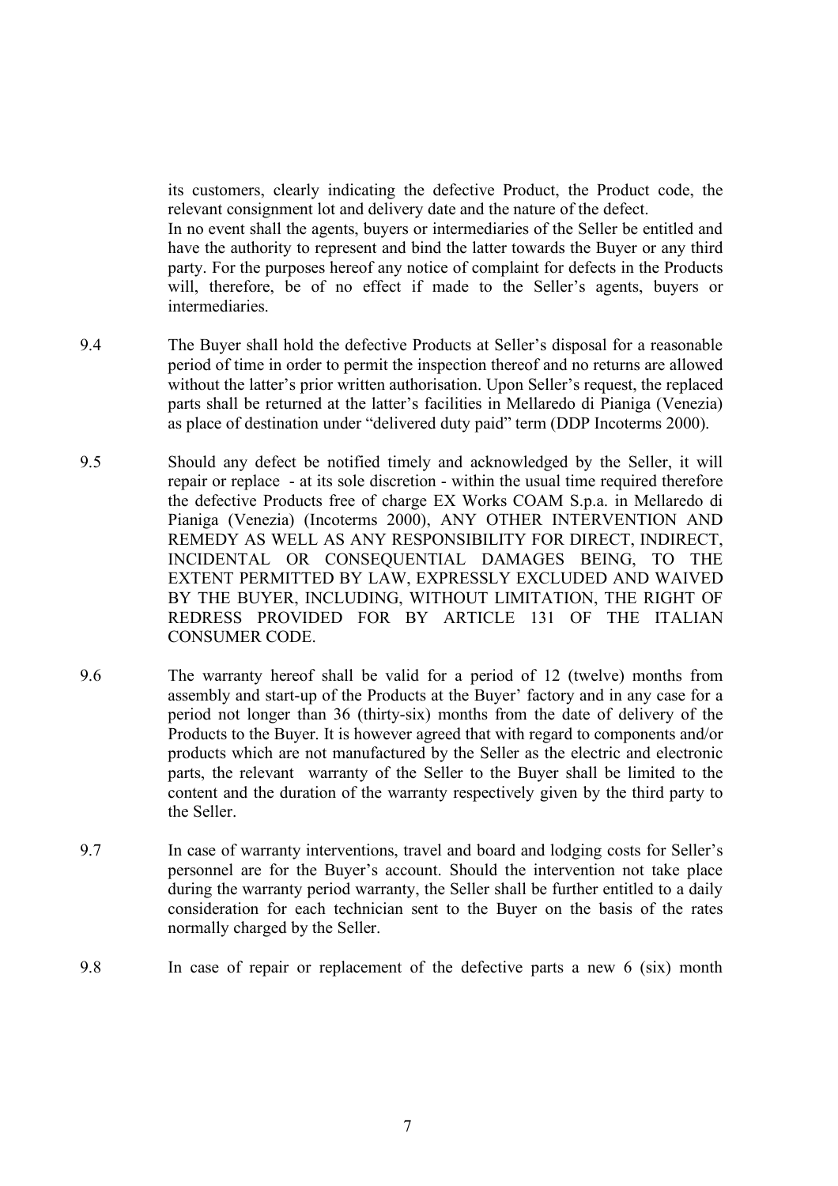its customers, clearly indicating the defective Product, the Product code, the relevant consignment lot and delivery date and the nature of the defect.
In no event shall the agents, buyers or intermediaries of the Seller be entitled and have the authority to represent and bind the latter towards the Buyer or any third party. For the purposes hereof any notice of complaint for defects in the Products will, therefore, be of no effect if made to the Seller's agents, buyers or intermediaries.

9.4 The Buyer shall hold the defective Products at Seller's disposal for a reasonable period of time in order to permit the inspection thereof and no returns are allowed without the latter's prior written authorisation. Upon Seller's request, the replaced parts shall be returned at the latter's facilities in Mellaredo di Pianiga (Venezia) as place of destination under "delivered duty paid" term (DDP Incoterms 2000).

9.5 Should any defect be notified timely and acknowledged by the Seller, it will repair or replace - at its sole discretion - within the usual time required therefore the defective Products free of charge EX Works COAM S.p.a. in Mellaredo di Pianiga (Venezia) (Incoterms 2000), ANY OTHER INTERVENTION AND REMEDY AS WELL AS ANY RESPONSIBILITY FOR DIRECT, INDIRECT, INCIDENTAL OR CONSEQUENTIAL DAMAGES BEING, TO THE EXTENT PERMITTED BY LAW, EXPRESSLY EXCLUDED AND WAIVED BY THE BUYER, INCLUDING, WITHOUT LIMITATION, THE RIGHT OF REDRESS PROVIDED FOR BY ARTICLE 131 OF THE ITALIAN CONSUMER CODE.

9.6 The warranty hereof shall be valid for a period of 12 (twelve) months from assembly and start-up of the Products at the Buyer' factory and in any case for a period not longer than 36 (thirty-six) months from the date of delivery of the Products to the Buyer. It is however agreed that with regard to components and/or products which are not manufactured by the Seller as the electric and electronic parts, the relevant warranty of the Seller to the Buyer shall be limited to the content and the duration of the warranty respectively given by the third party to the Seller.

9.7 In case of warranty interventions, travel and board and lodging costs for Seller's personnel are for the Buyer's account. Should the intervention not take place during the warranty period warranty, the Seller shall be further entitled to a daily consideration for each technician sent to the Buyer on the basis of the rates normally charged by the Seller.

9.8 In case of repair or replacement of the defective parts a new 6 (six) month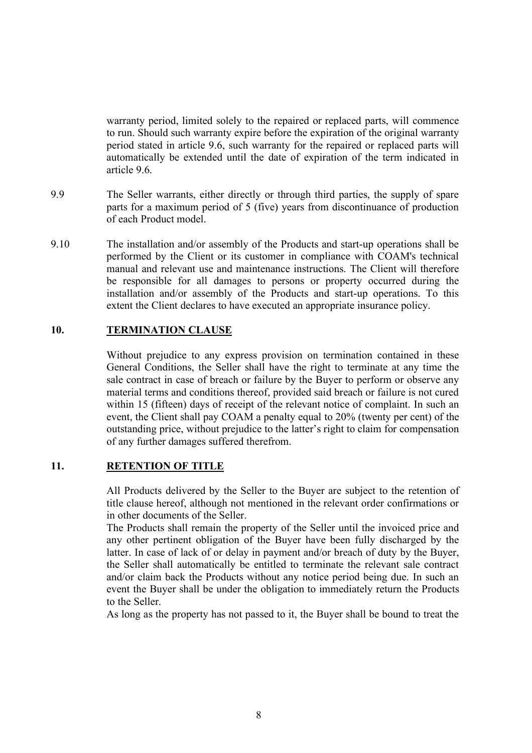warranty period, limited solely to the repaired or replaced parts, will commence to run. Should such warranty expire before the expiration of the original warranty period stated in article 9.6, such warranty for the repaired or replaced parts will automatically be extended until the date of expiration of the term indicated in article 9.6.

9.9 The Seller warrants, either directly or through third parties, the supply of spare parts for a maximum period of 5 (five) years from discontinuance of production of each Product model.

9.10 The installation and/or assembly of the Products and start-up operations shall be performed by the Client or its customer in compliance with COAM's technical manual and relevant use and maintenance instructions. The Client will therefore be responsible for all damages to persons or property occurred during the installation and/or assembly of the Products and start-up operations. To this extent the Client declares to have executed an appropriate insurance policy.

## 10. TERMINATION CLAUSE

Without prejudice to any express provision on termination contained in these General Conditions, the Seller shall have the right to terminate at any time the sale contract in case of breach or failure by the Buyer to perform or observe any material terms and conditions thereof, provided said breach or failure is not cured within 15 (fifteen) days of receipt of the relevant notice of complaint. In such an event, the Client shall pay COAM a penalty equal to 20% (twenty per cent) of the outstanding price, without prejudice to the latter's right to claim for compensation of any further damages suffered therefrom.

## 11. RETENTION OF TITLE

All Products delivered by the Seller to the Buyer are subject to the retention of title clause hereof, although not mentioned in the relevant order confirmations or in other documents of the Seller.

The Products shall remain the property of the Seller until the invoiced price and any other pertinent obligation of the Buyer have been fully discharged by the latter. In case of lack of or delay in payment and/or breach of duty by the Buyer, the Seller shall automatically be entitled to terminate the relevant sale contract and/or claim back the Products without any notice period being due. In such an event the Buyer shall be under the obligation to immediately return the Products to the Seller.

As long as the property has not passed to it, the Buyer shall be bound to treat the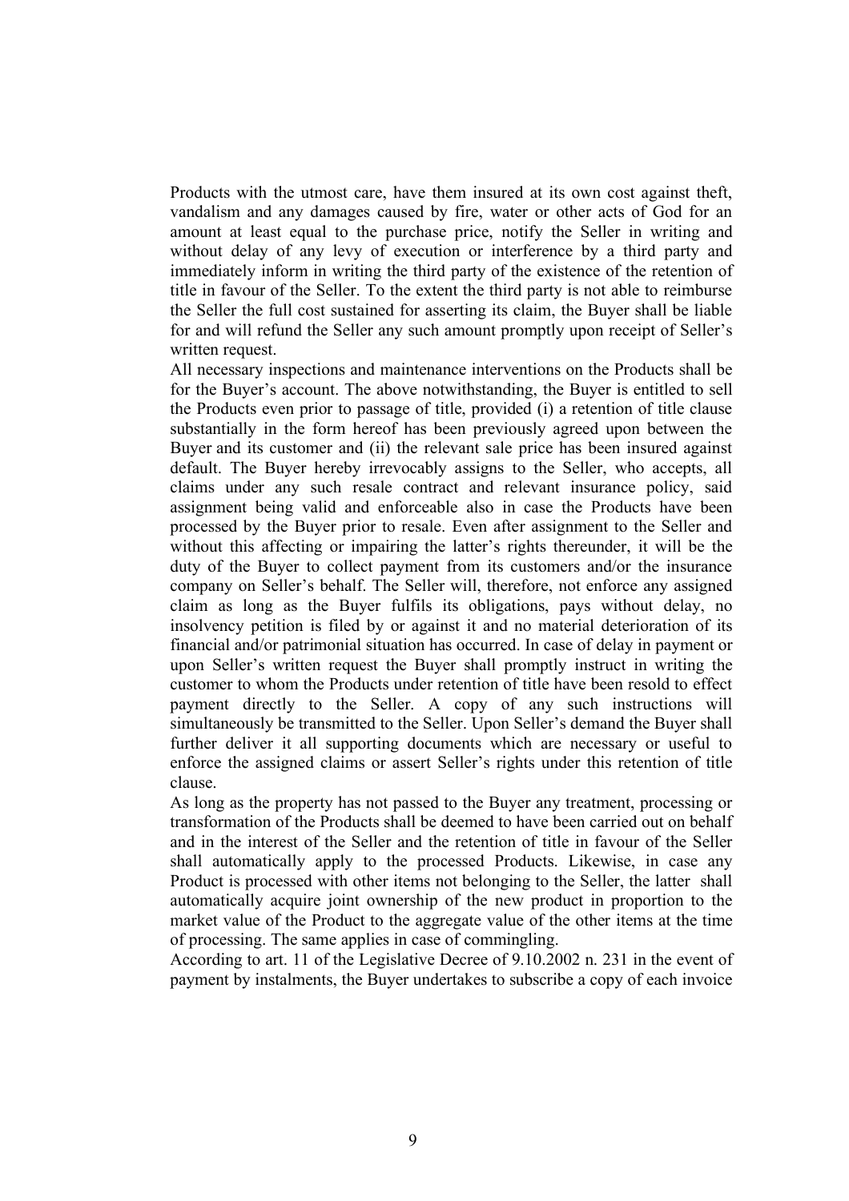Products with the utmost care, have them insured at its own cost against theft, vandalism and any damages caused by fire, water or other acts of God for an amount at least equal to the purchase price, notify the Seller in writing and without delay of any levy of execution or interference by a third party and immediately inform in writing the third party of the existence of the retention of title in favour of the Seller. To the extent the third party is not able to reimburse the Seller the full cost sustained for asserting its claim, the Buyer shall be liable for and will refund the Seller any such amount promptly upon receipt of Seller's written request.

All necessary inspections and maintenance interventions on the Products shall be for the Buyer's account. The above notwithstanding, the Buyer is entitled to sell the Products even prior to passage of title, provided (i) a retention of title clause substantially in the form hereof has been previously agreed upon between the Buyer and its customer and (ii) the relevant sale price has been insured against default. The Buyer hereby irrevocably assigns to the Seller, who accepts, all claims under any such resale contract and relevant insurance policy, said assignment being valid and enforceable also in case the Products have been processed by the Buyer prior to resale. Even after assignment to the Seller and without this affecting or impairing the latter's rights thereunder, it will be the duty of the Buyer to collect payment from its customers and/or the insurance company on Seller's behalf. The Seller will, therefore, not enforce any assigned claim as long as the Buyer fulfils its obligations, pays without delay, no insolvency petition is filed by or against it and no material deterioration of its financial and/or patrimonial situation has occurred. In case of delay in payment or upon Seller's written request the Buyer shall promptly instruct in writing the customer to whom the Products under retention of title have been resold to effect payment directly to the Seller. A copy of any such instructions will simultaneously be transmitted to the Seller. Upon Seller's demand the Buyer shall further deliver it all supporting documents which are necessary or useful to enforce the assigned claims or assert Seller's rights under this retention of title clause.

As long as the property has not passed to the Buyer any treatment, processing or transformation of the Products shall be deemed to have been carried out on behalf and in the interest of the Seller and the retention of title in favour of the Seller shall automatically apply to the processed Products. Likewise, in case any Product is processed with other items not belonging to the Seller, the latter shall automatically acquire joint ownership of the new product in proportion to the market value of the Product to the aggregate value of the other items at the time of processing. The same applies in case of commingling.

According to art. 11 of the Legislative Decree of 9.10.2002 n. 231 in the event of payment by instalments, the Buyer undertakes to subscribe a copy of each invoice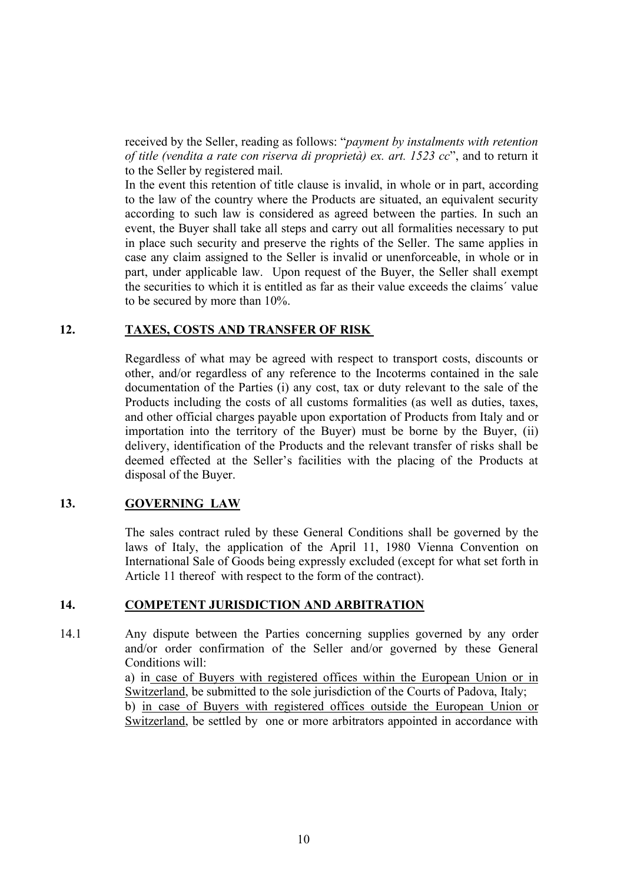received by the Seller, reading as follows: "*payment by instalments with retention of title (vendita a rate con riserva di proprietà) ex. art. 1523 cc*", and to return it to the Seller by registered mail.

In the event this retention of title clause is invalid, in whole or in part, according to the law of the country where the Products are situated, an equivalent security according to such law is considered as agreed between the parties. In such an event, the Buyer shall take all steps and carry out all formalities necessary to put in place such security and preserve the rights of the Seller. The same applies in case any claim assigned to the Seller is invalid or unenforceable, in whole or in part, under applicable law. Upon request of the Buyer, the Seller shall exempt the securities to which it is entitled as far as their value exceeds the claims´ value to be secured by more than 10%.

## 12. TAXES, COSTS AND TRANSFER OF RISK

Regardless of what may be agreed with respect to transport costs, discounts or other, and/or regardless of any reference to the Incoterms contained in the sale documentation of the Parties (i) any cost, tax or duty relevant to the sale of the Products including the costs of all customs formalities (as well as duties, taxes, and other official charges payable upon exportation of Products from Italy and or importation into the territory of the Buyer) must be borne by the Buyer, (ii) delivery, identification of the Products and the relevant transfer of risks shall be deemed effected at the Seller's facilities with the placing of the Products at disposal of the Buyer.

## 13. GOVERNING LAW

The sales contract ruled by these General Conditions shall be governed by the laws of Italy, the application of the April 11, 1980 Vienna Convention on International Sale of Goods being expressly excluded (except for what set forth in Article 11 thereof with respect to the form of the contract).

## 14. COMPETENT JURISDICTION AND ARBITRATION

14.1 Any dispute between the Parties concerning supplies governed by any order and/or order confirmation of the Seller and/or governed by these General Conditions will:

a) in case of Buyers with registered offices within the European Union or in Switzerland, be submitted to the sole jurisdiction of the Courts of Padova, Italy;

b) in case of Buyers with registered offices outside the European Union or Switzerland, be settled by one or more arbitrators appointed in accordance with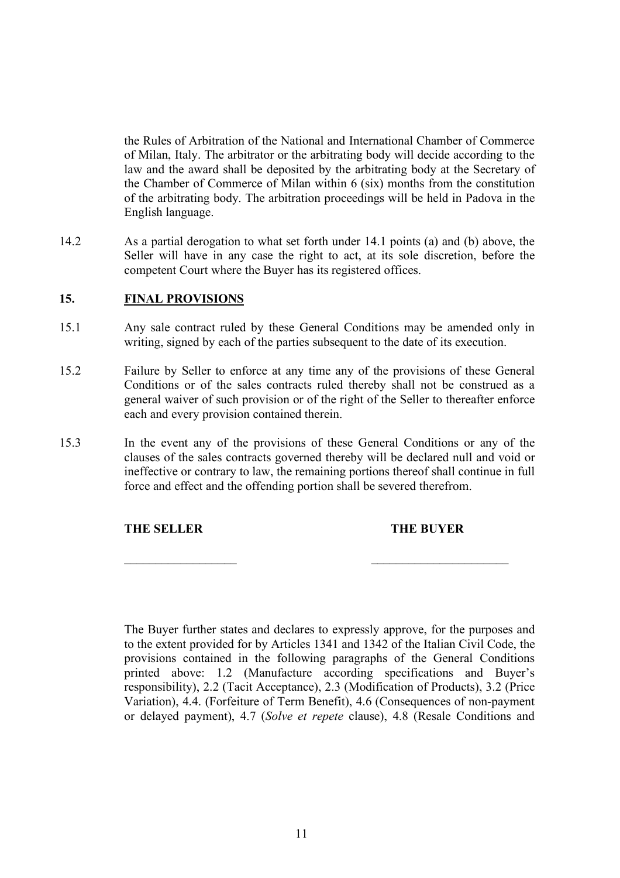the Rules of Arbitration of the National and International Chamber of Commerce of Milan, Italy. The arbitrator or the arbitrating body will decide according to the law and the award shall be deposited by the arbitrating body at the Secretary of the Chamber of Commerce of Milan within 6 (six) months from the constitution of the arbitrating body. The arbitration proceedings will be held in Padova in the English language.

14.2 As a partial derogation to what set forth under 14.1 points (a) and (b) above, the Seller will have in any case the right to act, at its sole discretion, before the competent Court where the Buyer has its registered offices.

## 15. <u>FINAL PROVISIONS</u>

15.1 Any sale contract ruled by these General Conditions may be amended only in writing, signed by each of the parties subsequent to the date of its execution.

15.2 Failure by Seller to enforce at any time any of the provisions of these General Conditions or of the sales contracts ruled thereby shall not be construed as a general waiver of such provision or of the right of the Seller to thereafter enforce each and every provision contained therein.

15.3 In the event any of the provisions of these General Conditions or any of the clauses of the sales contracts governed thereby will be declared null and void or ineffective or contrary to law, the remaining portions thereof shall continue in full force and effect and the offending portion shall be severed therefrom.

**THE SELLER** **THE BUYER**

\_\_\_\_\_\_\_\_\_\_\_\_\_\_\_\_\_\_ \_\_\_\_\_\_\_\_\_\_\_\_\_\_\_\_\_\_\_\_\_\_

The Buyer further states and declares to expressly approve, for the purposes and to the extent provided for by Articles 1341 and 1342 of the Italian Civil Code, the provisions contained in the following paragraphs of the General Conditions printed above: 1.2 (Manufacture according specifications and Buyer's responsibility), 2.2 (Tacit Acceptance), 2.3 (Modification of Products), 3.2 (Price Variation), 4.4. (Forfeiture of Term Benefit), 4.6 (Consequences of non-payment or delayed payment), 4.7 (*Solve et repete* clause), 4.8 (Resale Conditions and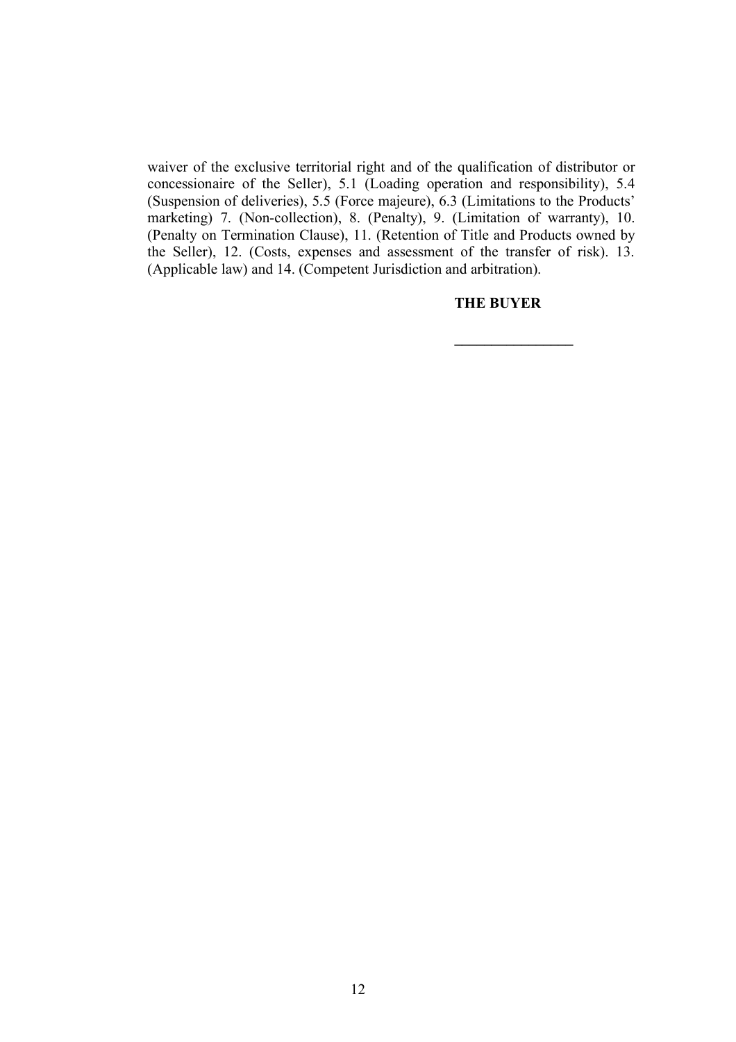waiver of the exclusive territorial right and of the qualification of distributor or concessionaire of the Seller), 5.1 (Loading operation and responsibility), 5.4 (Suspension of deliveries), 5.5 (Force majeure), 6.3 (Limitations to the Products' marketing) 7. (Non-collection), 8. (Penalty), 9. (Limitation of warranty), 10. (Penalty on Termination Clause), 11. (Retention of Title and Products owned by the Seller), 12. (Costs, expenses and assessment of the transfer of risk). 13. (Applicable law) and 14. (Competent Jurisdiction and arbitration).

**THE BUYER**

\_\_\_\_\_\_\_\_\_\_\_\_\_\_\_\_